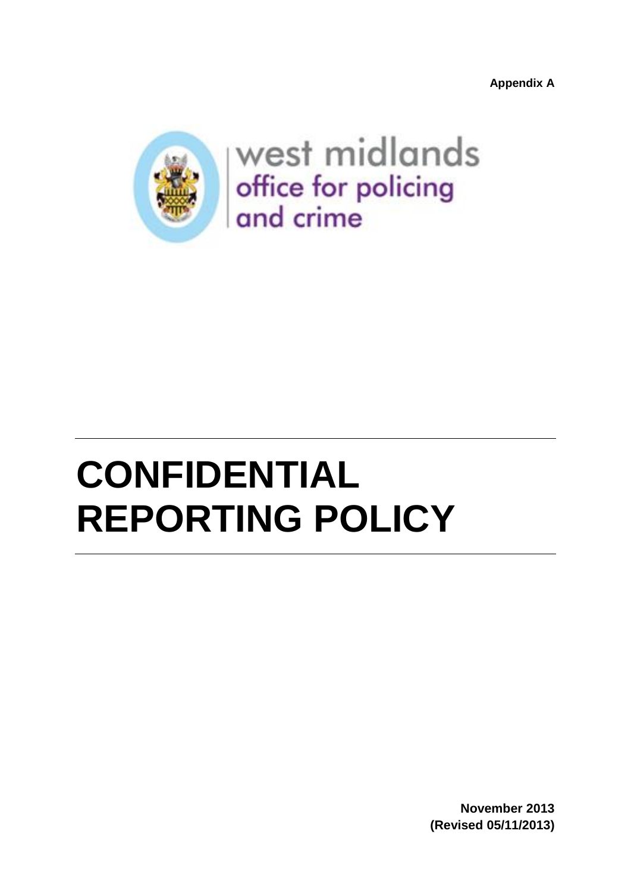**Appendix A**

west midlands
office for policing
and crime

# CONFIDENTIAL REPORTING POLICY

**November 2013**
**(Revised 05/11/2013)**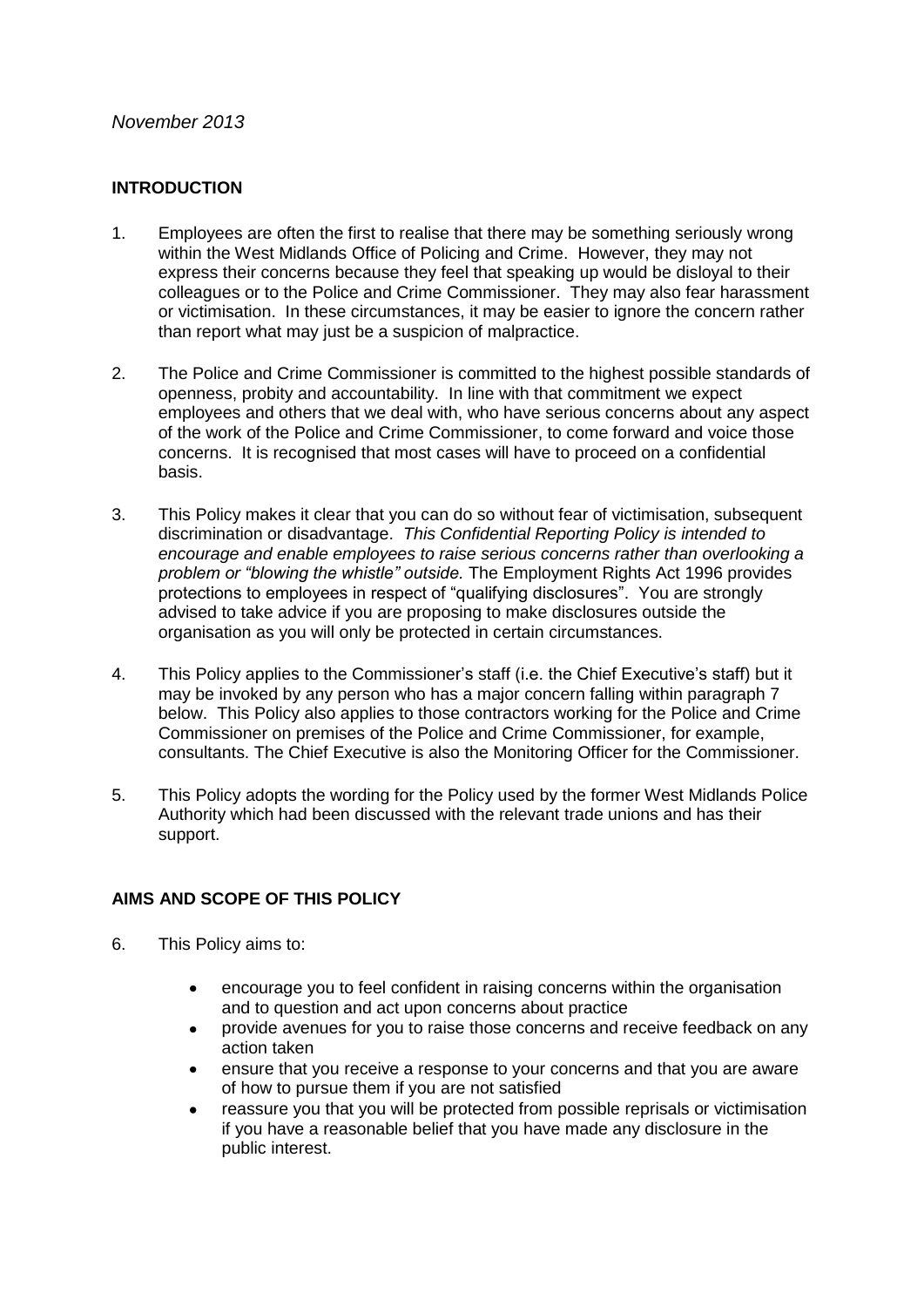*November 2013*

## INTRODUCTION

1. Employees are often the first to realise that there may be something seriously wrong within the West Midlands Office of Policing and Crime. However, they may not express their concerns because they feel that speaking up would be disloyal to their colleagues or to the Police and Crime Commissioner. They may also fear harassment or victimisation. In these circumstances, it may be easier to ignore the concern rather than report what may just be a suspicion of malpractice.

2. The Police and Crime Commissioner is committed to the highest possible standards of openness, probity and accountability. In line with that commitment we expect employees and others that we deal with, who have serious concerns about any aspect of the work of the Police and Crime Commissioner, to come forward and voice those concerns. It is recognised that most cases will have to proceed on a confidential basis.

3. This Policy makes it clear that you can do so without fear of victimisation, subsequent discrimination or disadvantage. *This Confidential Reporting Policy is intended to encourage and enable employees to raise serious concerns rather than overlooking a problem or "blowing the whistle" outside.* The Employment Rights Act 1996 provides protections to employees in respect of "qualifying disclosures". You are strongly advised to take advice if you are proposing to make disclosures outside the organisation as you will only be protected in certain circumstances.

4. This Policy applies to the Commissioner's staff (i.e. the Chief Executive's staff) but it may be invoked by any person who has a major concern falling within paragraph 7 below. This Policy also applies to those contractors working for the Police and Crime Commissioner on premises of the Police and Crime Commissioner, for example, consultants. The Chief Executive is also the Monitoring Officer for the Commissioner.

5. This Policy adopts the wording for the Policy used by the former West Midlands Police Authority which had been discussed with the relevant trade unions and has their support.

## AIMS AND SCOPE OF THIS POLICY

6. This Policy aims to:

    - encourage you to feel confident in raising concerns within the organisation and to question and act upon concerns about practice
    - provide avenues for you to raise those concerns and receive feedback on any action taken
    - ensure that you receive a response to your concerns and that you are aware of how to pursue them if you are not satisfied
    - reassure you that you will be protected from possible reprisals or victimisation if you have a reasonable belief that you have made any disclosure in the public interest.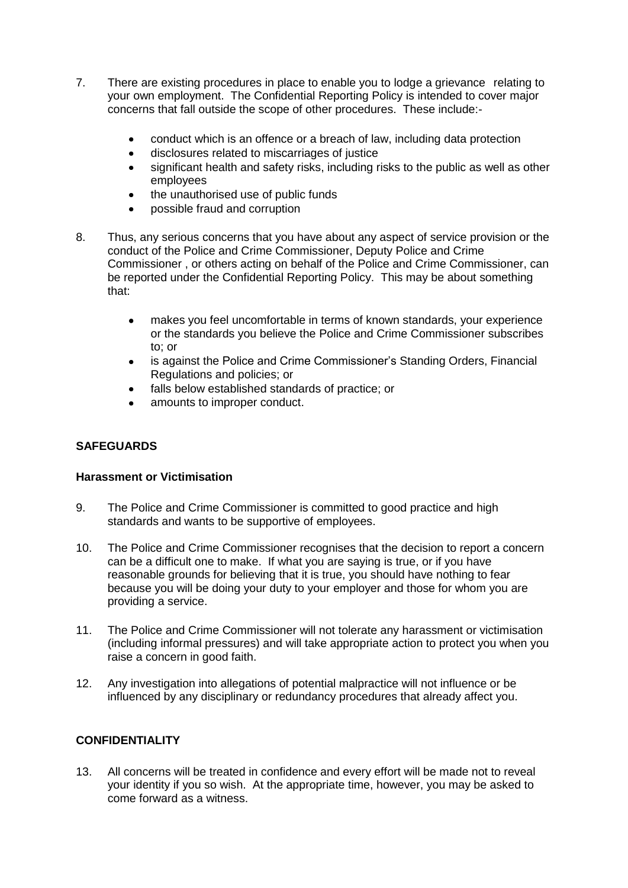7. There are existing procedures in place to enable you to lodge a grievance relating to your own employment. The Confidential Reporting Policy is intended to cover major concerns that fall outside the scope of other procedures. These include:-

   - conduct which is an offence or a breach of law, including data protection
   - disclosures related to miscarriages of justice
   - significant health and safety risks, including risks to the public as well as other employees
   - the unauthorised use of public funds
   - possible fraud and corruption

8. Thus, any serious concerns that you have about any aspect of service provision or the conduct of the Police and Crime Commissioner, Deputy Police and Crime Commissioner , or others acting on behalf of the Police and Crime Commissioner, can be reported under the Confidential Reporting Policy. This may be about something that:

   - makes you feel uncomfortable in terms of known standards, your experience or the standards you believe the Police and Crime Commissioner subscribes to; or
   - is against the Police and Crime Commissioner's Standing Orders, Financial Regulations and policies; or
   - falls below established standards of practice; or
   - amounts to improper conduct.

## SAFEGUARDS

### Harassment or Victimisation

9. The Police and Crime Commissioner is committed to good practice and high standards and wants to be supportive of employees.

10. The Police and Crime Commissioner recognises that the decision to report a concern can be a difficult one to make. If what you are saying is true, or if you have reasonable grounds for believing that it is true, you should have nothing to fear because you will be doing your duty to your employer and those for whom you are providing a service.

11. The Police and Crime Commissioner will not tolerate any harassment or victimisation (including informal pressures) and will take appropriate action to protect you when you raise a concern in good faith.

12. Any investigation into allegations of potential malpractice will not influence or be influenced by any disciplinary or redundancy procedures that already affect you.

## CONFIDENTIALITY

13. All concerns will be treated in confidence and every effort will be made not to reveal your identity if you so wish. At the appropriate time, however, you may be asked to come forward as a witness.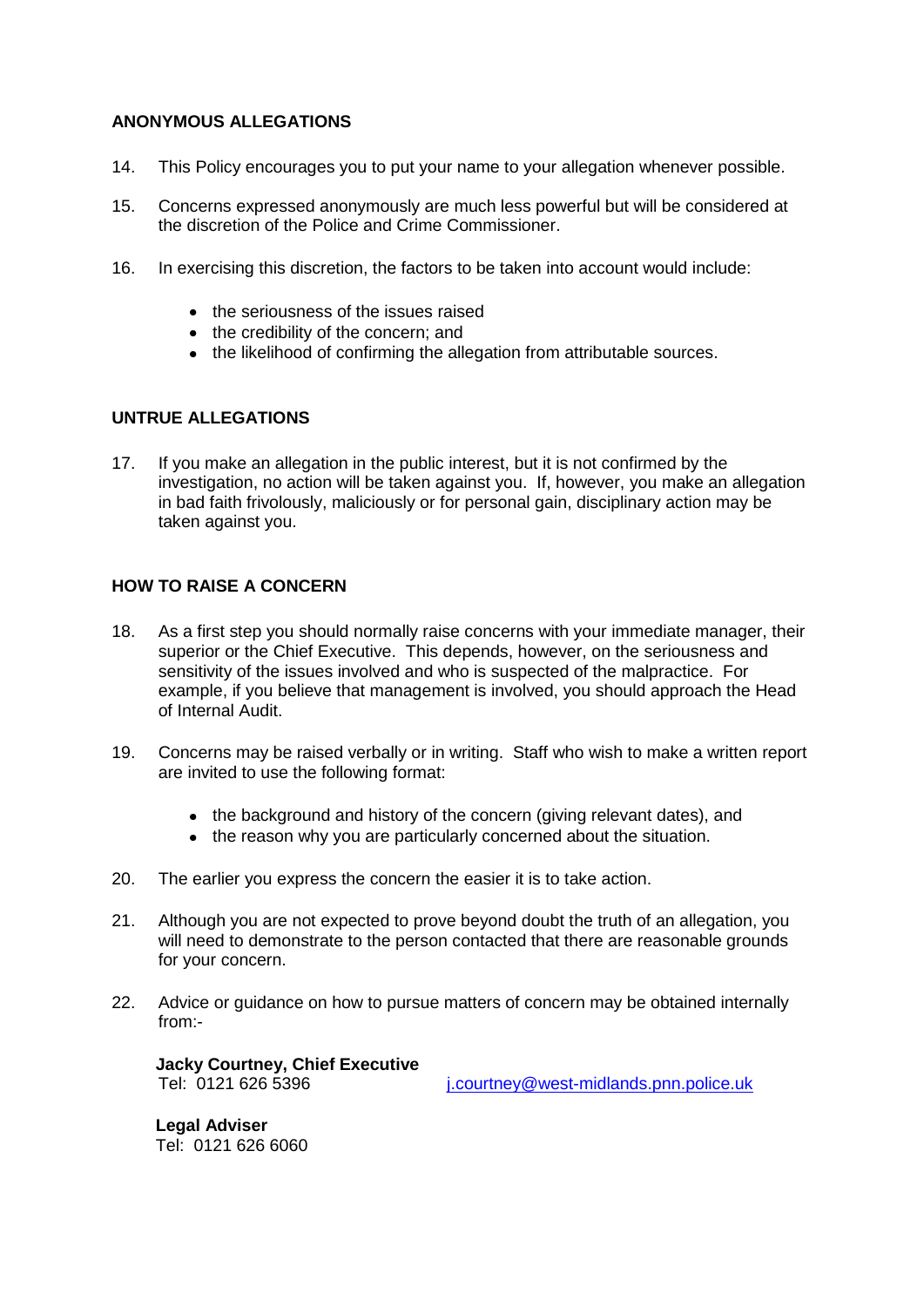## ANONYMOUS ALLEGATIONS

14. This Policy encourages you to put your name to your allegation whenever possible.

15. Concerns expressed anonymously are much less powerful but will be considered at the discretion of the Police and Crime Commissioner.

16. In exercising this discretion, the factors to be taken into account would include:

- the seriousness of the issues raised
- the credibility of the concern; and
- the likelihood of confirming the allegation from attributable sources.

## UNTRUE ALLEGATIONS

17. If you make an allegation in the public interest, but it is not confirmed by the investigation, no action will be taken against you. If, however, you make an allegation in bad faith frivolously, maliciously or for personal gain, disciplinary action may be taken against you.

## HOW TO RAISE A CONCERN

18. As a first step you should normally raise concerns with your immediate manager, their superior or the Chief Executive. This depends, however, on the seriousness and sensitivity of the issues involved and who is suspected of the malpractice. For example, if you believe that management is involved, you should approach the Head of Internal Audit.

19. Concerns may be raised verbally or in writing. Staff who wish to make a written report are invited to use the following format:

- the background and history of the concern (giving relevant dates), and
- the reason why you are particularly concerned about the situation.

20. The earlier you express the concern the easier it is to take action.

21. Although you are not expected to prove beyond doubt the truth of an allegation, you will need to demonstrate to the person contacted that there are reasonable grounds for your concern.

22. Advice or guidance on how to pursue matters of concern may be obtained internally from:-

**Jacky Courtney, Chief Executive**
Tel: 0121 626 5396 j.courtney@west-midlands.pnn.police.uk

**Legal Adviser**
Tel: 0121 626 6060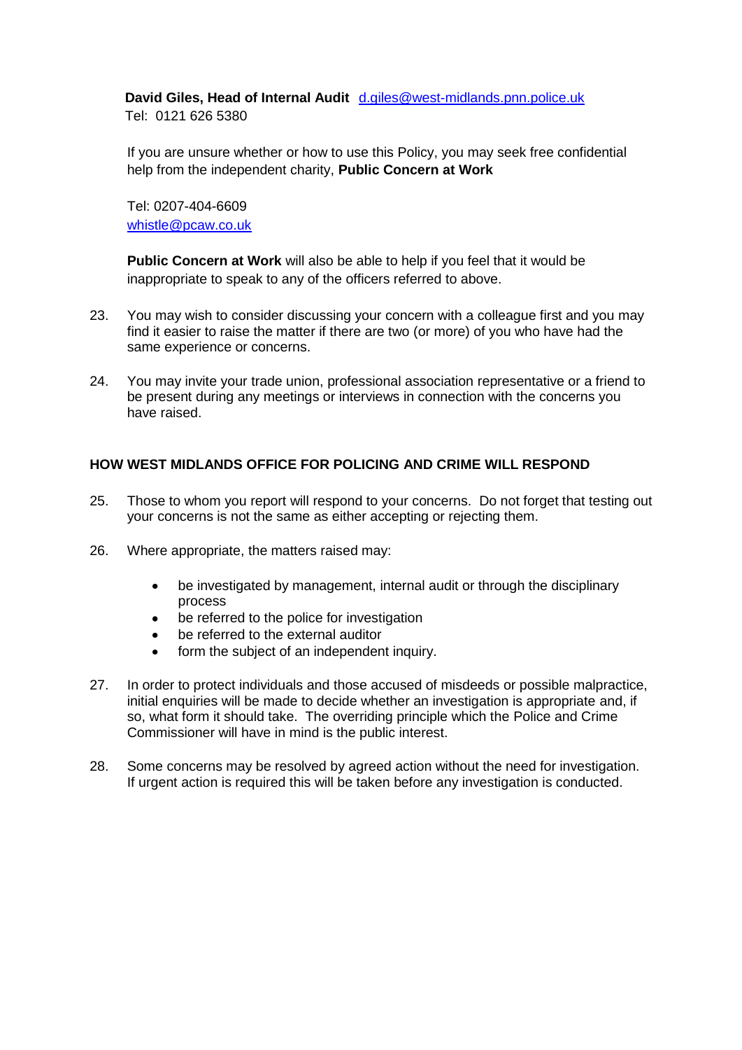**David Giles, Head of Internal Audit** [d.giles@west-midlands.pnn.police.uk](mailto:d.giles@west-midlands.pnn.police.uk)
Tel: 0121 626 5380

If you are unsure whether or how to use this Policy, you may seek free confidential help from the independent charity, **Public Concern at Work**

Tel: 0207-404-6609
[whistle@pcaw.co.uk](mailto:whistle@pcaw.co.uk)

**Public Concern at Work** will also be able to help if you feel that it would be inappropriate to speak to any of the officers referred to above.

23. You may wish to consider discussing your concern with a colleague first and you may find it easier to raise the matter if there are two (or more) of you who have had the same experience or concerns.

24. You may invite your trade union, professional association representative or a friend to be present during any meetings or interviews in connection with the concerns you have raised.

## HOW WEST MIDLANDS OFFICE FOR POLICING AND CRIME WILL RESPOND

25. Those to whom you report will respond to your concerns. Do not forget that testing out your concerns is not the same as either accepting or rejecting them.

26. Where appropriate, the matters raised may:

    - be investigated by management, internal audit or through the disciplinary process
    - be referred to the police for investigation
    - be referred to the external auditor
    - form the subject of an independent inquiry.

27. In order to protect individuals and those accused of misdeeds or possible malpractice, initial enquiries will be made to decide whether an investigation is appropriate and, if so, what form it should take. The overriding principle which the Police and Crime Commissioner will have in mind is the public interest.

28. Some concerns may be resolved by agreed action without the need for investigation. If urgent action is required this will be taken before any investigation is conducted.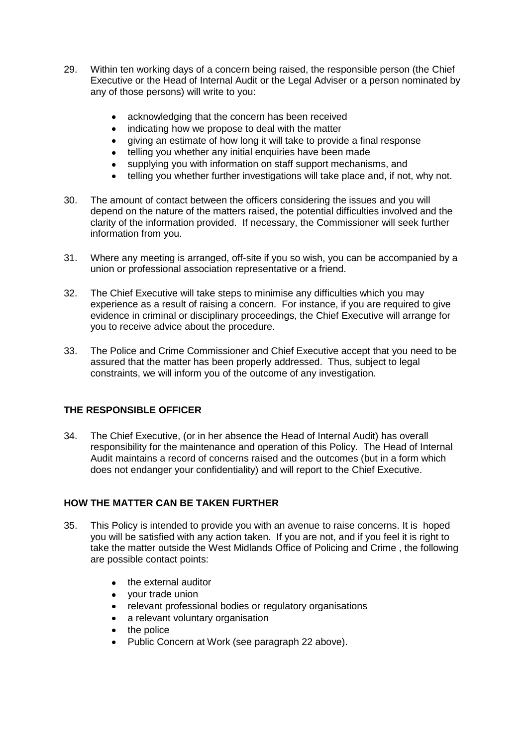29. Within ten working days of a concern being raised, the responsible person (the Chief Executive or the Head of Internal Audit or the Legal Adviser or a person nominated by any of those persons) will write to you:

    - acknowledging that the concern has been received
    - indicating how we propose to deal with the matter
    - giving an estimate of how long it will take to provide a final response
    - telling you whether any initial enquiries have been made
    - supplying you with information on staff support mechanisms, and
    - telling you whether further investigations will take place and, if not, why not.

30. The amount of contact between the officers considering the issues and you will depend on the nature of the matters raised, the potential difficulties involved and the clarity of the information provided. If necessary, the Commissioner will seek further information from you.

31. Where any meeting is arranged, off-site if you so wish, you can be accompanied by a union or professional association representative or a friend.

32. The Chief Executive will take steps to minimise any difficulties which you may experience as a result of raising a concern. For instance, if you are required to give evidence in criminal or disciplinary proceedings, the Chief Executive will arrange for you to receive advice about the procedure.

33. The Police and Crime Commissioner and Chief Executive accept that you need to be assured that the matter has been properly addressed. Thus, subject to legal constraints, we will inform you of the outcome of any investigation.

**THE RESPONSIBLE OFFICER**

34. The Chief Executive, (or in her absence the Head of Internal Audit) has overall responsibility for the maintenance and operation of this Policy. The Head of Internal Audit maintains a record of concerns raised and the outcomes (but in a form which does not endanger your confidentiality) and will report to the Chief Executive.

**HOW THE MATTER CAN BE TAKEN FURTHER**

35. This Policy is intended to provide you with an avenue to raise concerns. It is hoped you will be satisfied with any action taken. If you are not, and if you feel it is right to take the matter outside the West Midlands Office of Policing and Crime , the following are possible contact points:

    - the external auditor
    - your trade union
    - relevant professional bodies or regulatory organisations
    - a relevant voluntary organisation
    - the police
    - Public Concern at Work (see paragraph 22 above).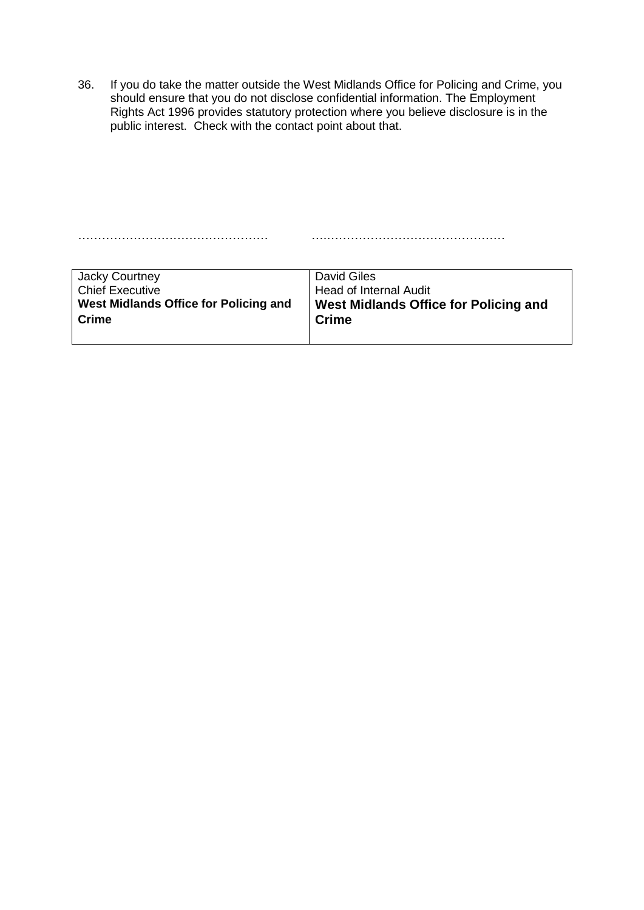36. If you do take the matter outside the West Midlands Office for Policing and Crime, you should ensure that you do not disclose confidential information. The Employment Rights Act 1996 provides statutory protection where you believe disclosure is in the public interest. Check with the contact point about that.

…………………………………………   ….………………………………………

| | |
|---|---|
| Jacky Courtney<br>Chief Executive<br>**West Midlands Office for Policing and Crime** | David Giles<br>Head of Internal Audit<br>**West Midlands Office for Policing and Crime** |